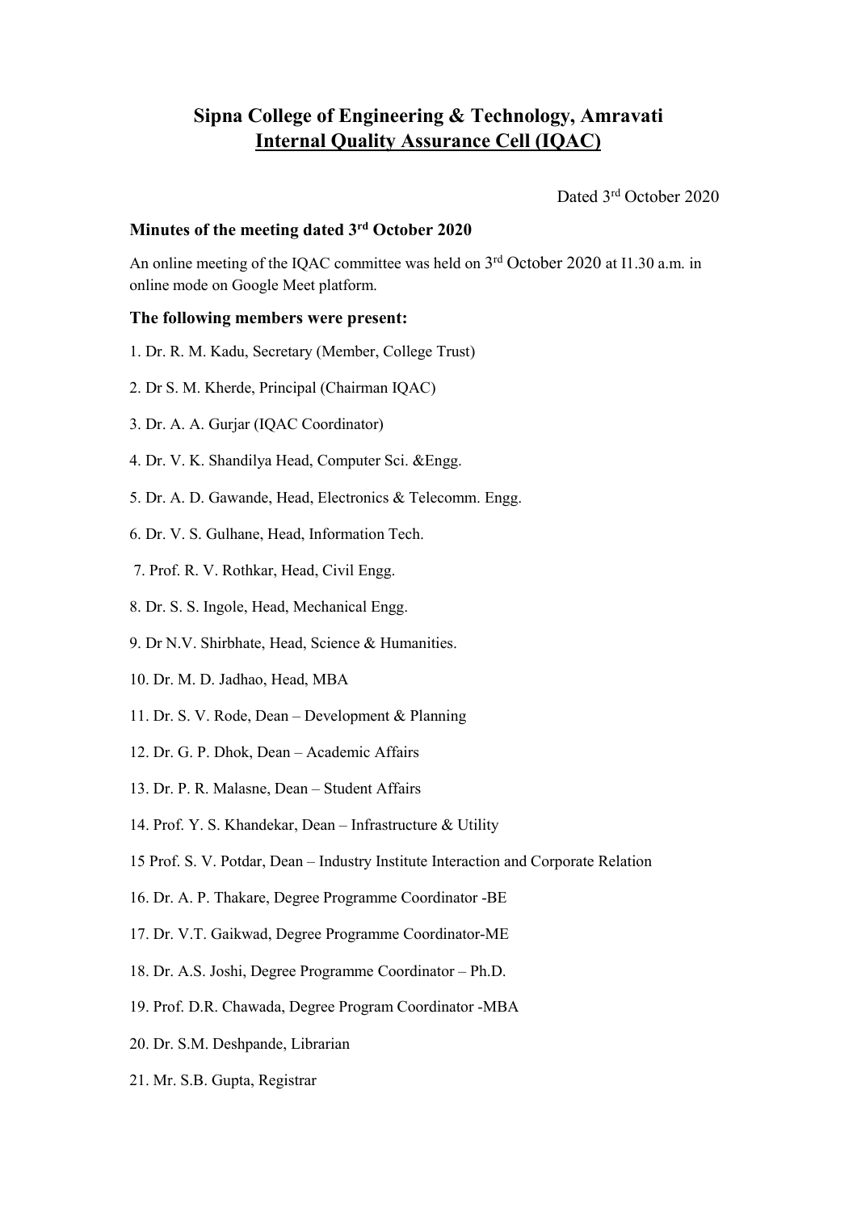# Sipna College of Engineering & Technology, Amravati

## Internal Quality Assurance Cell (IQAC)

Dated 3rd October 2020

**Minutes of the meeting dated 3rd October 2020**

An online meeting of the IQAC committee was held on 3rd October 2020 at I1.30 a.m. in online mode on Google Meet platform.

**The following members were present:**

1. Dr. R. M. Kadu, Secretary (Member, College Trust)
2. Dr S. M. Kherde, Principal (Chairman IQAC)
3. Dr. A. A. Gurjar (IQAC Coordinator)
4. Dr. V. K. Shandilya Head, Computer Sci. &Engg.
5. Dr. A. D. Gawande, Head, Electronics & Telecomm. Engg.
6. Dr. V. S. Gulhane, Head, Information Tech.
7. Prof. R. V. Rothkar, Head, Civil Engg.
8. Dr. S. S. Ingole, Head, Mechanical Engg.
9. Dr N.V. Shirbhate, Head, Science & Humanities.
10. Dr. M. D. Jadhao, Head, MBA
11. Dr. S. V. Rode, Dean – Development & Planning
12. Dr. G. P. Dhok, Dean – Academic Affairs
13. Dr. P. R. Malasne, Dean – Student Affairs
14. Prof. Y. S. Khandekar, Dean – Infrastructure & Utility
15. Prof. S. V. Potdar, Dean – Industry Institute Interaction and Corporate Relation
16. Dr. A. P. Thakare, Degree Programme Coordinator -BE
17. Dr. V.T. Gaikwad, Degree Programme Coordinator-ME
18. Dr. A.S. Joshi, Degree Programme Coordinator – Ph.D.
19. Prof. D.R. Chawada, Degree Program Coordinator -MBA
20. Dr. S.M. Deshpande, Librarian
21. Mr. S.B. Gupta, Registrar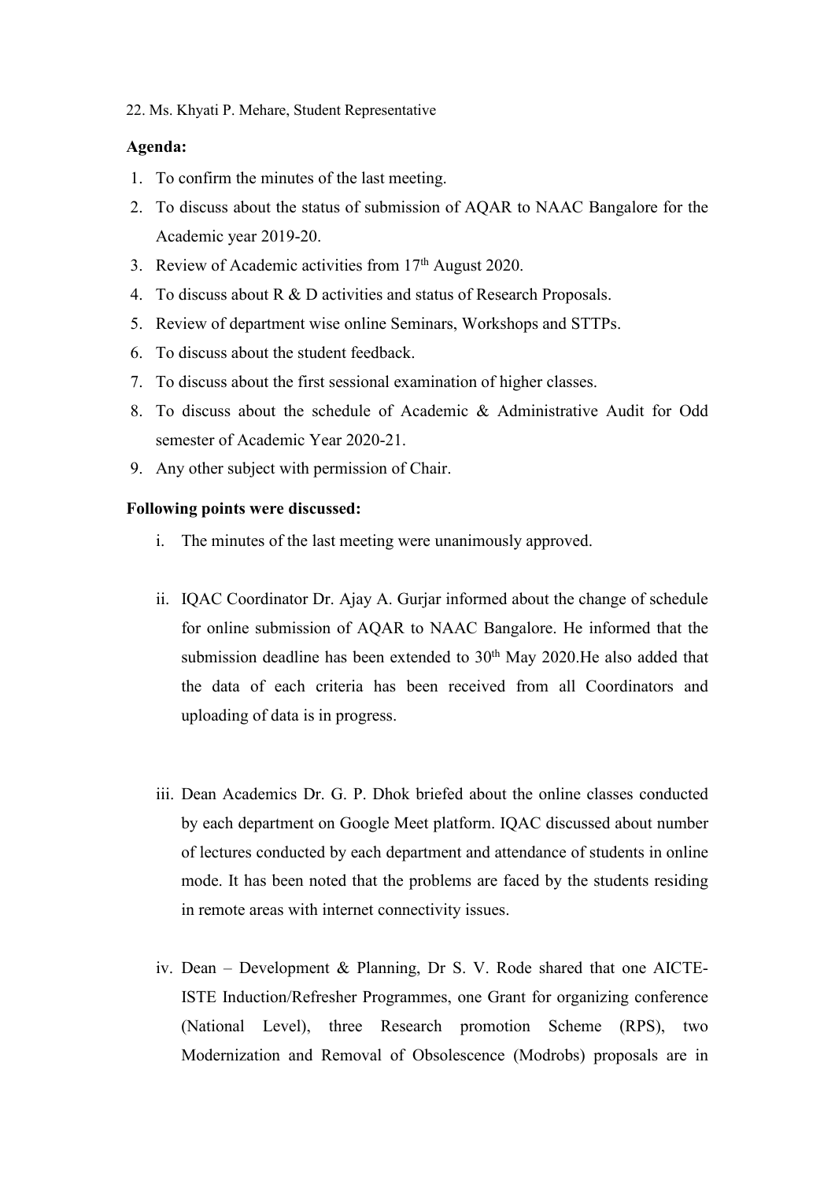22. Ms. Khyati P. Mehare, Student Representative

**Agenda:**

1. To confirm the minutes of the last meeting.
2. To discuss about the status of submission of AQAR to NAAC Bangalore for the Academic year 2019-20.
3. Review of Academic activities from 17th August 2020.
4. To discuss about R & D activities and status of Research Proposals.
5. Review of department wise online Seminars, Workshops and STTPs.
6. To discuss about the student feedback.
7. To discuss about the first sessional examination of higher classes.
8. To discuss about the schedule of Academic & Administrative Audit for Odd semester of Academic Year 2020-21.
9. Any other subject with permission of Chair.

**Following points were discussed:**

i. The minutes of the last meeting were unanimously approved.

ii. IQAC Coordinator Dr. Ajay A. Gurjar informed about the change of schedule for online submission of AQAR to NAAC Bangalore. He informed that the submission deadline has been extended to 30th May 2020.He also added that the data of each criteria has been received from all Coordinators and uploading of data is in progress.

iii. Dean Academics Dr. G. P. Dhok briefed about the online classes conducted by each department on Google Meet platform. IQAC discussed about number of lectures conducted by each department and attendance of students in online mode. It has been noted that the problems are faced by the students residing in remote areas with internet connectivity issues.

iv. Dean – Development & Planning, Dr S. V. Rode shared that one AICTE-ISTE Induction/Refresher Programmes, one Grant for organizing conference (National Level), three Research promotion Scheme (RPS), two Modernization and Removal of Obsolescence (Modrobs) proposals are in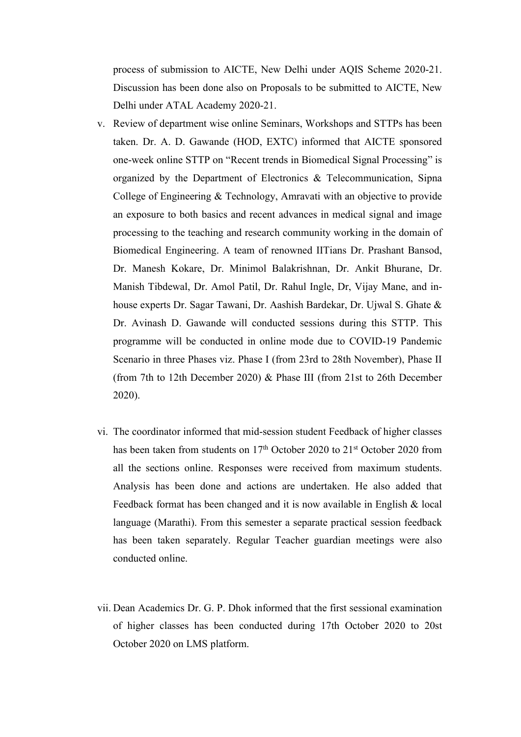process of submission to AICTE, New Delhi under AQIS Scheme 2020-21. Discussion has been done also on Proposals to be submitted to AICTE, New Delhi under ATAL Academy 2020-21.

v. Review of department wise online Seminars, Workshops and STTPs has been taken. Dr. A. D. Gawande (HOD, EXTC) informed that AICTE sponsored one-week online STTP on "Recent trends in Biomedical Signal Processing" is organized by the Department of Electronics & Telecommunication, Sipna College of Engineering & Technology, Amravati with an objective to provide an exposure to both basics and recent advances in medical signal and image processing to the teaching and research community working in the domain of Biomedical Engineering. A team of renowned IITians Dr. Prashant Bansod, Dr. Manesh Kokare, Dr. Minimol Balakrishnan, Dr. Ankit Bhurane, Dr. Manish Tibdewal, Dr. Amol Patil, Dr. Rahul Ingle, Dr, Vijay Mane, and in-house experts Dr. Sagar Tawani, Dr. Aashish Bardekar, Dr. Ujwal S. Ghate & Dr. Avinash D. Gawande will conducted sessions during this STTP. This programme will be conducted in online mode due to COVID-19 Pandemic Scenario in three Phases viz. Phase I (from 23rd to 28th November), Phase II (from 7th to 12th December 2020) & Phase III (from 21st to 26th December 2020).

vi. The coordinator informed that mid-session student Feedback of higher classes has been taken from students on 17th October 2020 to 21st October 2020 from all the sections online. Responses were received from maximum students. Analysis has been done and actions are undertaken. He also added that Feedback format has been changed and it is now available in English & local language (Marathi). From this semester a separate practical session feedback has been taken separately. Regular Teacher guardian meetings were also conducted online.

vii. Dean Academics Dr. G. P. Dhok informed that the first sessional examination of higher classes has been conducted during 17th October 2020 to 20st October 2020 on LMS platform.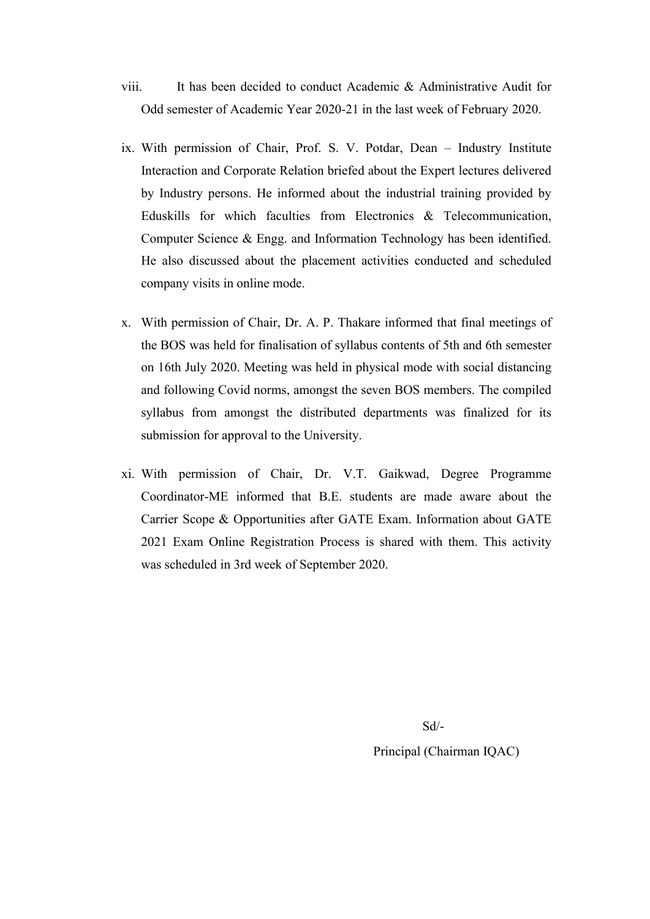viii. It has been decided to conduct Academic & Administrative Audit for Odd semester of Academic Year 2020-21 in the last week of February 2020.

ix. With permission of Chair, Prof. S. V. Potdar, Dean – Industry Institute Interaction and Corporate Relation briefed about the Expert lectures delivered by Industry persons. He informed about the industrial training provided by Eduskills for which faculties from Electronics & Telecommunication, Computer Science & Engg. and Information Technology has been identified. He also discussed about the placement activities conducted and scheduled company visits in online mode.

x. With permission of Chair, Dr. A. P. Thakare informed that final meetings of the BOS was held for finalisation of syllabus contents of 5th and 6th semester on 16th July 2020. Meeting was held in physical mode with social distancing and following Covid norms, amongst the seven BOS members. The compiled syllabus from amongst the distributed departments was finalized for its submission for approval to the University.

xi. With permission of Chair, Dr. V.T. Gaikwad, Degree Programme Coordinator-ME informed that B.E. students are made aware about the Carrier Scope & Opportunities after GATE Exam. Information about GATE 2021 Exam Online Registration Process is shared with them. This activity was scheduled in 3rd week of September 2020.

Sd/-

Principal (Chairman IQAC)